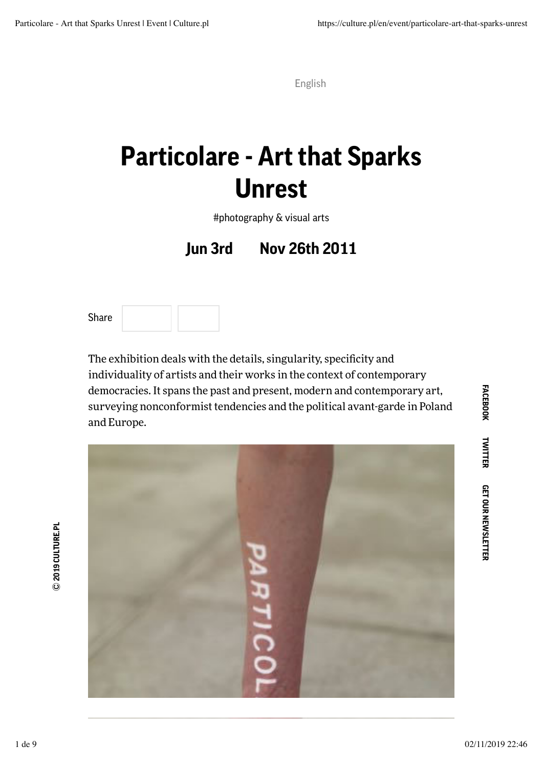English

# Particolare - Art that Sparks Unrest

#photography & visual arts

**Jun 3rd Nov 26th 2011**

Share

The exhibition deals with the details, singularity, specificity and individuality of artists and their works in the context of contemporary democracies. It spans the past and present, modern and contemporary art, surveying nonconformist tendencies and the political avant-garde in Poland and Europe.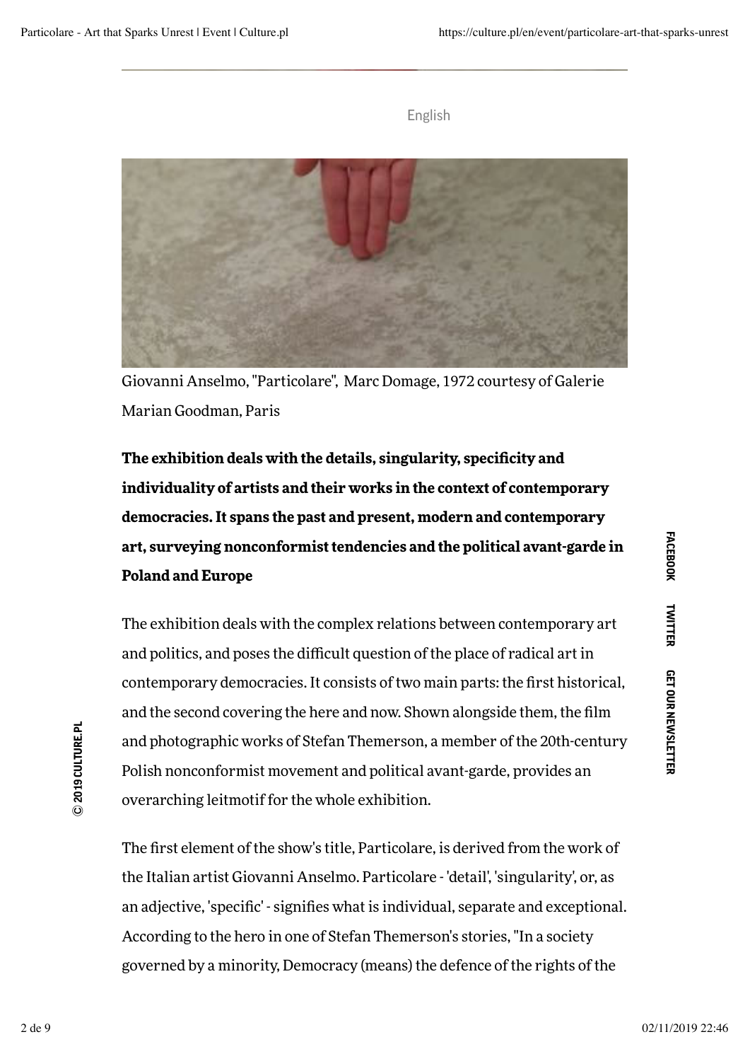English

Giovanni Anselmo, "Particolare", Marc Domage, 1972 courtesy of Galerie Marian Goodman, Paris

**The exhibition deals with the details, singularity, specificity and individuality of artists and their works in the context of contemporary democracies. It spans the past and present, modern and contemporary art, surveying nonconformist tendencies and the political avant-garde in Poland and Europe**

The exhibition deals with the complex relations between contemporary art and politics, and poses the difficult question of the place of radical art in contemporary democracies. It consists of two main parts: the first historical, and the second covering the here and now. Shown alongside them, the film and photographic works of Stefan Themerson, a member of the 20th-century Polish nonconformist movement and political avant-garde, provides an overarching leitmotif for the whole exhibition.

The first element of the show's title, Particolare, is derived from the work of the Italian artist Giovanni Anselmo. Particolare - 'detail', 'singularity', or, as an adjective, 'specific' - signifies what is individual, separate and exceptional. According to the hero in one of Stefan Themerson's stories, "In a society governed by a minority, Democracy (means) the defence of the rights of the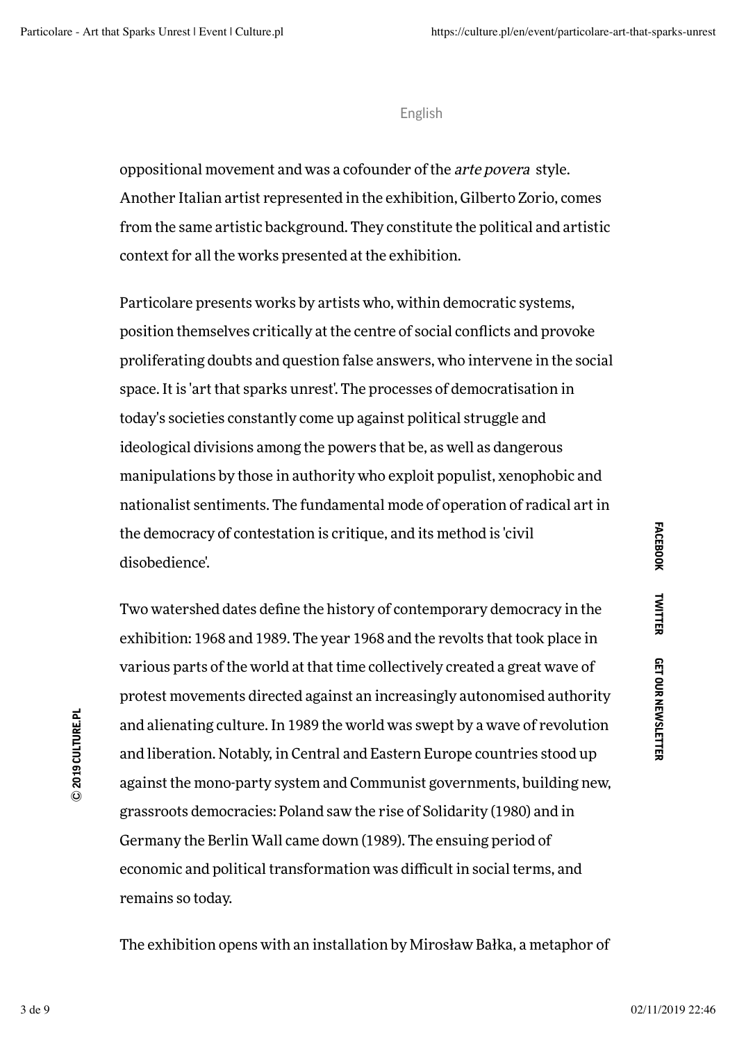oppositional movement and was a cofounder of the *arte povera* style. Another Italian artist represented in the exhibition, Gilberto Zorio, comes from the same artistic background. They constitute the political and artistic context for all the works presented at the exhibition.

Particolare presents works by artists who, within democratic systems, position themselves critically at the centre of social conflicts and provoke proliferating doubts and question false answers, who intervene in the social space. It is 'art that sparks unrest'. The processes of democratisation in today's societies constantly come up against political struggle and ideological divisions among the powers that be, as well as dangerous manipulations by those in authority who exploit populist, xenophobic and nationalist sentiments. The fundamental mode of operation of radical art in the democracy of contestation is critique, and its method is 'civil disobedience'.

Two watershed dates define the history of contemporary democracy in the exhibition: 1968 and 1989. The year 1968 and the revolts that took place in various parts of the world at that time collectively created a great wave of protest movements directed against an increasingly autonomised authority and alienating culture. In 1989 the world was swept by a wave of revolution and liberation. Notably, in Central and Eastern Europe countries stood up against the mono-party system and Communist governments, building new, grassroots democracies: Poland saw the rise of Solidarity (1980) and in Germany the Berlin Wall came down (1989). The ensuing period of economic and political transformation was difficult in social terms, and remains so today.

The exhibition opens with an installation by Mirosław Bałka, a metaphor of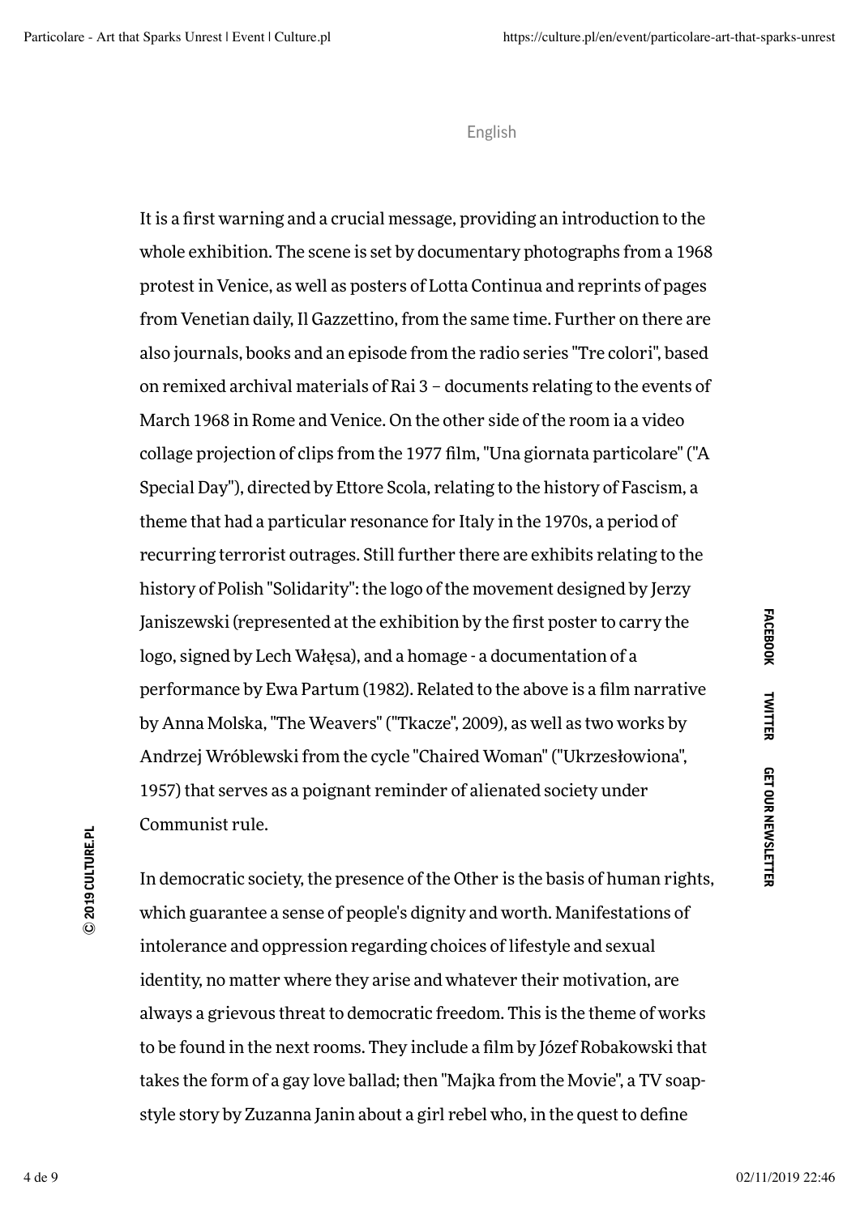English

It is a first warning and a crucial message, providing an introduction to the whole exhibition. The scene is set by documentary photographs from a 1968 protest in Venice, as well as posters of Lotta Continua and reprints of pages from Venetian daily, Il Gazzettino, from the same time. Further on there are also journals, books and an episode from the radio series "Tre colori", based on remixed archival materials of Rai 3 – documents relating to the events of March 1968 in Rome and Venice. On the other side of the room ia a video collage projection of clips from the 1977 film, "Una giornata particolare" ("A Special Day"), directed by Ettore Scola, relating to the history of Fascism, a theme that had a particular resonance for Italy in the 1970s, a period of recurring terrorist outrages. Still further there are exhibits relating to the history of Polish "Solidarity": the logo of the movement designed by Jerzy Janiszewski (represented at the exhibition by the first poster to carry the logo, signed by Lech Wałęsa), and a homage - a documentation of a performance by Ewa Partum (1982). Related to the above is a film narrative by Anna Molska, "The Weavers" ("Tkacze", 2009), as well as two works by Andrzej Wróblewski from the cycle "Chaired Woman" ("Ukrzesłowiona", 1957) that serves as a poignant reminder of alienated society under Communist rule.

In democratic society, the presence of the Other is the basis of human rights, which guarantee a sense of people's dignity and worth. Manifestations of intolerance and oppression regarding choices of lifestyle and sexual identity, no matter where they arise and whatever their motivation, are always a grievous threat to democratic freedom. This is the theme of works to be found in the next rooms. They include a film by Józef Robakowski that takes the form of a gay love ballad; then "Majka from the Movie", a TV soap-style story by Zuzanna Janin about a girl rebel who, in the quest to define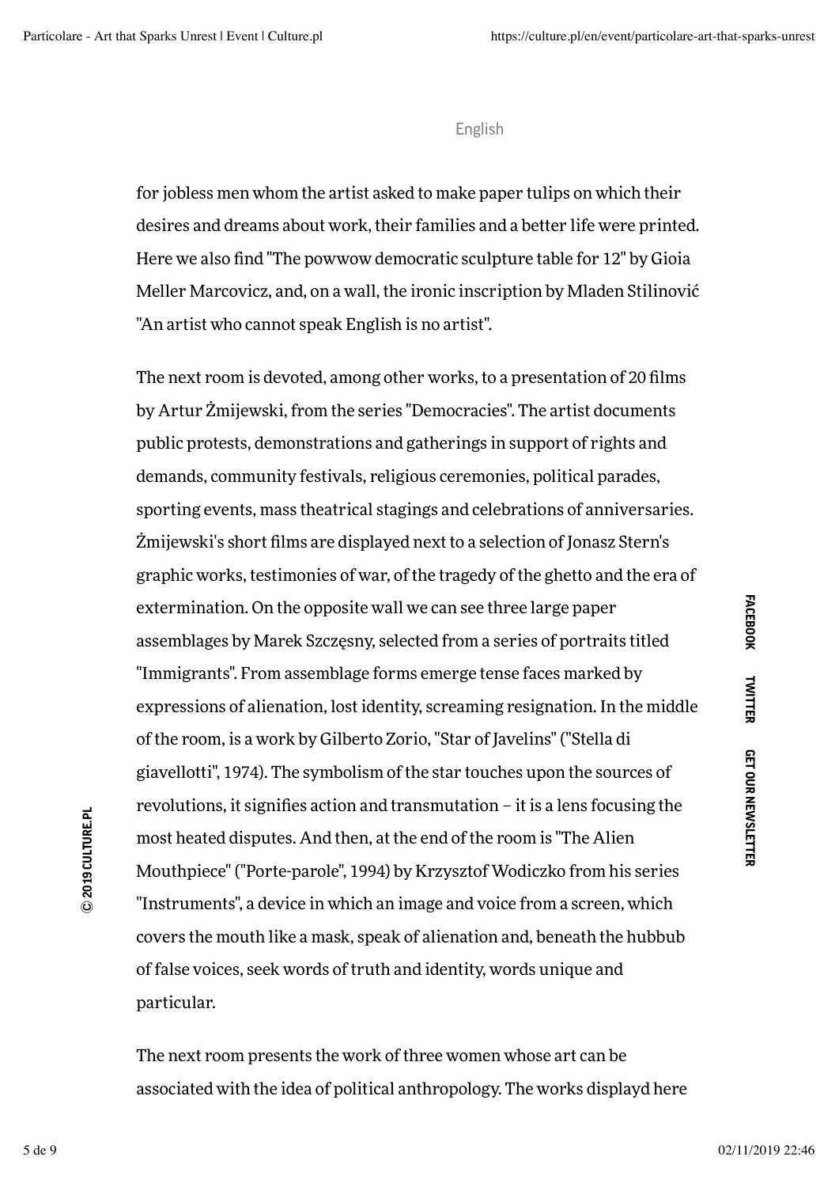for jobless men whom the artist asked to make paper tulips on which their desires and dreams about work, their families and a better life were printed. Here we also find "The powwow democratic sculpture table for 12" by Gioia Meller Marcovicz, and, on a wall, the ironic inscription by Mladen Stilinović "An artist who cannot speak English is no artist".

The next room is devoted, among other works, to a presentation of 20 films by Artur Żmijewski, from the series "Democracies". The artist documents public protests, demonstrations and gatherings in support of rights and demands, community festivals, religious ceremonies, political parades, sporting events, mass theatrical stagings and celebrations of anniversaries. Żmijewski's short films are displayed next to a selection of Jonasz Stern's graphic works, testimonies of war, of the tragedy of the ghetto and the era of extermination. On the opposite wall we can see three large paper assemblages by Marek Szczęsny, selected from a series of portraits titled "Immigrants". From assemblage forms emerge tense faces marked by expressions of alienation, lost identity, screaming resignation. In the middle of the room, is a work by Gilberto Zorio, "Star of Javelins" ("Stella di giavellotti", 1974). The symbolism of the star touches upon the sources of revolutions, it signifies action and transmutation – it is a lens focusing the most heated disputes. And then, at the end of the room is "The Alien Mouthpiece" ("Porte-parole", 1994) by Krzysztof Wodiczko from his series "Instruments", a device in which an image and voice from a screen, which covers the mouth like a mask, speak of alienation and, beneath the hubbub of false voices, seek words of truth and identity, words unique and particular.

The next room presents the work of three women whose art can be associated with the idea of political anthropology. The works displayd here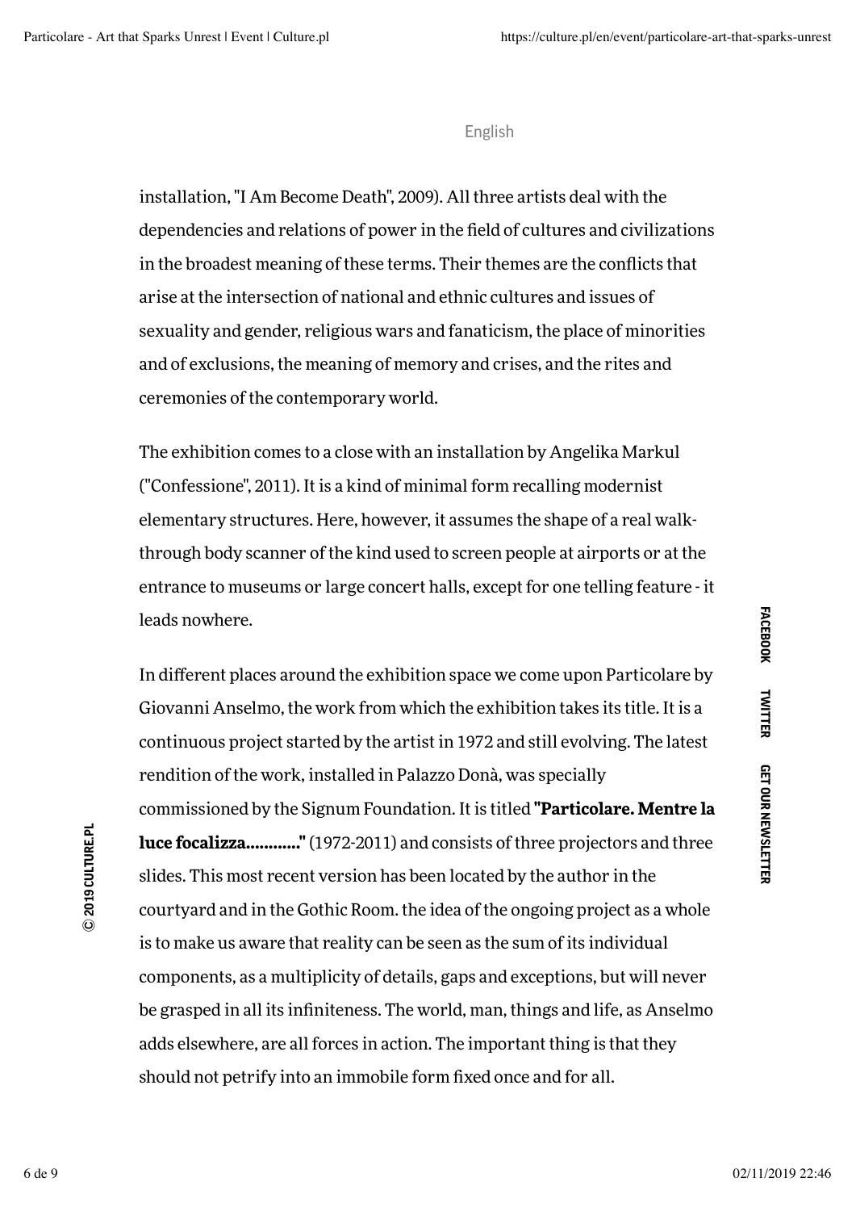installation, "I Am Become Death", 2009). All three artists deal with the dependencies and relations of power in the field of cultures and civilizations in the broadest meaning of these terms. Their themes are the conflicts that arise at the intersection of national and ethnic cultures and issues of sexuality and gender, religious wars and fanaticism, the place of minorities and of exclusions, the meaning of memory and crises, and the rites and ceremonies of the contemporary world.

The exhibition comes to a close with an installation by Angelika Markul ("Confessione", 2011). It is a kind of minimal form recalling modernist elementary structures. Here, however, it assumes the shape of a real walk-through body scanner of the kind used to screen people at airports or at the entrance to museums or large concert halls, except for one telling feature - it leads nowhere.

In different places around the exhibition space we come upon Particolare by Giovanni Anselmo, the work from which the exhibition takes its title. It is a continuous project started by the artist in 1972 and still evolving. The latest rendition of the work, installed in Palazzo Donà, was specially commissioned by the Signum Foundation. It is titled **"Particolare. Mentre la luce focalizza............"** (1972-2011) and consists of three projectors and three slides. This most recent version has been located by the author in the courtyard and in the Gothic Room. the idea of the ongoing project as a whole is to make us aware that reality can be seen as the sum of its individual components, as a multiplicity of details, gaps and exceptions, but will never be grasped in all its infiniteness. The world, man, things and life, as Anselmo adds elsewhere, are all forces in action. The important thing is that they should not petrify into an immobile form fixed once and for all.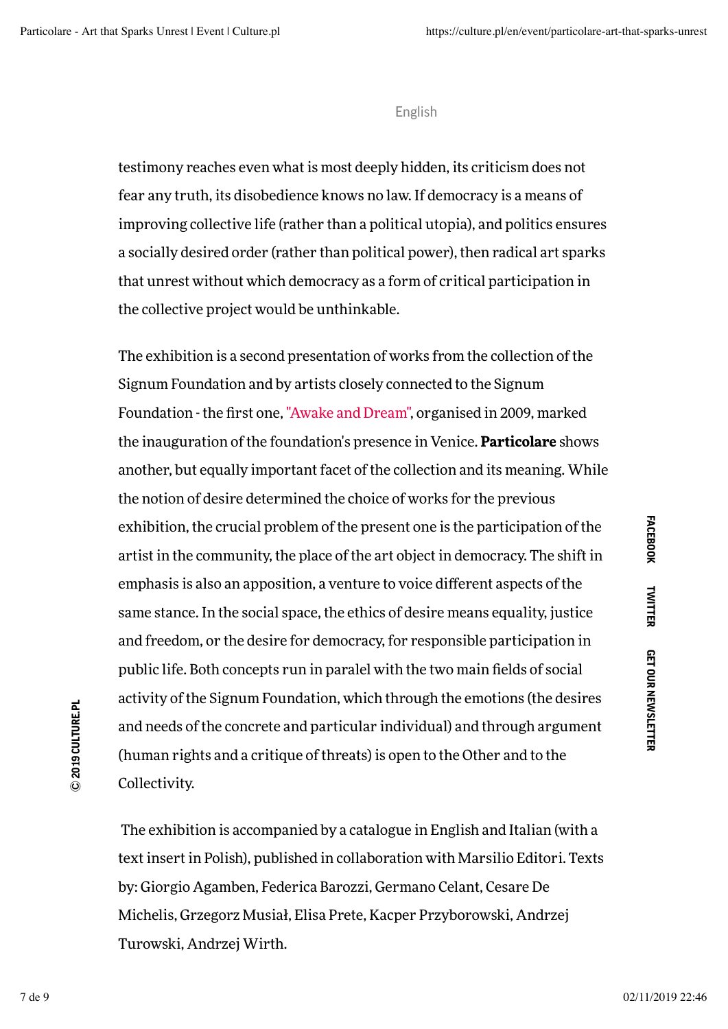testimony reaches even what is most deeply hidden, its criticism does not fear any truth, its disobedience knows no law. If democracy is a means of improving collective life (rather than a political utopia), and politics ensures a socially desired order (rather than political power), then radical art sparks that unrest without which democracy as a form of critical participation in the collective project would be unthinkable.

The exhibition is a second presentation of works from the collection of the Signum Foundation and by artists closely connected to the Signum Foundation - the first one, "Awake and Dream", organised in 2009, marked the inauguration of the foundation's presence in Venice. **Particolare** shows another, but equally important facet of the collection and its meaning. While the notion of desire determined the choice of works for the previous exhibition, the crucial problem of the present one is the participation of the artist in the community, the place of the art object in democracy. The shift in emphasis is also an apposition, a venture to voice different aspects of the same stance. In the social space, the ethics of desire means equality, justice and freedom, or the desire for democracy, for responsible participation in public life. Both concepts run in paralel with the two main fields of social activity of the Signum Foundation, which through the emotions (the desires and needs of the concrete and particular individual) and through argument (human rights and a critique of threats) is open to the Other and to the Collectivity.

The exhibition is accompanied by a catalogue in English and Italian (with a text insert in Polish), published in collaboration with Marsilio Editori. Texts by: Giorgio Agamben, Federica Barozzi, Germano Celant, Cesare De Michelis, Grzegorz Musiał, Elisa Prete, Kacper Przyborowski, Andrzej Turowski, Andrzej Wirth.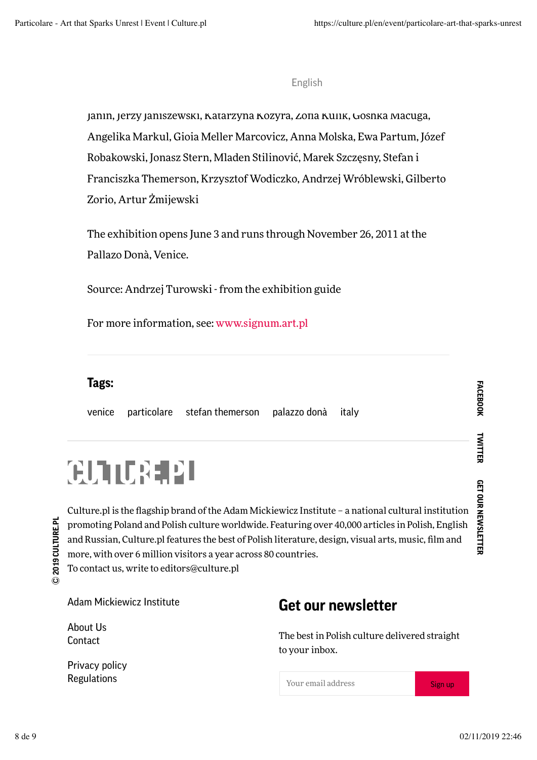English

Janin, Jerzy Janiszewski, Katarzyna Kozyra, Zofia Kulik, Gosnka Macuga, Angelika Markul, Gioia Meller Marcovicz, Anna Molska, Ewa Partum, Józef Robakowski, Jonasz Stern, Mladen Stilinović, Marek Szczęsny, Stefan i Franciszka Themerson, Krzysztof Wodiczko, Andrzej Wróblewski, Gilberto Zorio, Artur Żmijewski

The exhibition opens June 3 and runs through November 26, 2011 at the Pallazo Donà, Venice.

Source: Andrzej Turowski - from the exhibition guide

For more information, see: www.signum.art.pl

---

**Tags:**

venice particolare stefan themerson palazzo donà italy

FACEBOOK TWITTER GET OUR NEWSLETTER

CULTURE.PL

Culture.pl is the flagship brand of the Adam Mickiewicz Institute – a national cultural institution promoting Poland and Polish culture worldwide. Featuring over 40,000 articles in Polish, English and Russian, Culture.pl features the best of Polish literature, design, visual arts, music, film and more, with over 6 million visitors a year across 80 countries.
To contact us, write to editors@culture.pl

© 2019 CULTURE.PL

Adam Mickiewicz Institute

About Us
Contact

Privacy policy
Regulations

## Get our newsletter

The best in Polish culture delivered straight to your inbox.

Your email address

Sign up